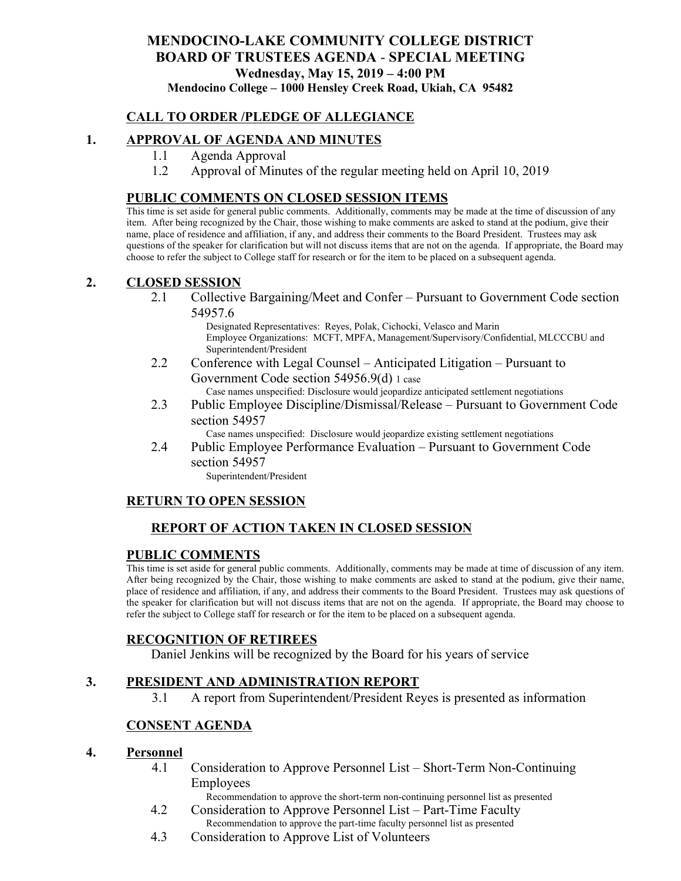# MENDOCINO-LAKE COMMUNITY COLLEGE DISTRICT
# BOARD OF TRUSTEES AGENDA - SPECIAL MEETING

**Wednesday, May 15, 2019 – 4:00 PM**

**Mendocino College – 1000 Hensley Creek Road, Ukiah, CA 95482**

## CALL TO ORDER /PLEDGE OF ALLEGIANCE

## 1. APPROVAL OF AGENDA AND MINUTES

- 1.1 Agenda Approval
- 1.2 Approval of Minutes of the regular meeting held on April 10, 2019

## PUBLIC COMMENTS ON CLOSED SESSION ITEMS

This time is set aside for general public comments. Additionally, comments may be made at the time of discussion of any item. After being recognized by the Chair, those wishing to make comments are asked to stand at the podium, give their name, place of residence and affiliation, if any, and address their comments to the Board President. Trustees may ask questions of the speaker for clarification but will not discuss items that are not on the agenda. If appropriate, the Board may choose to refer the subject to College staff for research or for the item to be placed on a subsequent agenda.

## 2. CLOSED SESSION

- 2.1 Collective Bargaining/Meet and Confer – Pursuant to Government Code section 54957.6

  Designated Representatives: Reyes, Polak, Cichocki, Velasco and Marin
  Employee Organizations: MCFT, MPFA, Management/Supervisory/Confidential, MLCCCBU and Superintendent/President

- 2.2 Conference with Legal Counsel – Anticipated Litigation – Pursuant to Government Code section 54956.9(d) 1 case

  Case names unspecified: Disclosure would jeopardize anticipated settlement negotiations

- 2.3 Public Employee Discipline/Dismissal/Release – Pursuant to Government Code section 54957

  Case names unspecified: Disclosure would jeopardize existing settlement negotiations

- 2.4 Public Employee Performance Evaluation – Pursuant to Government Code section 54957

  Superintendent/President

## RETURN TO OPEN SESSION

### REPORT OF ACTION TAKEN IN CLOSED SESSION

## PUBLIC COMMENTS

This time is set aside for general public comments. Additionally, comments may be made at time of discussion of any item. After being recognized by the Chair, those wishing to make comments are asked to stand at the podium, give their name, place of residence and affiliation, if any, and address their comments to the Board President. Trustees may ask questions of the speaker for clarification but will not discuss items that are not on the agenda. If appropriate, the Board may choose to refer the subject to College staff for research or for the item to be placed on a subsequent agenda.

## RECOGNITION OF RETIREES

Daniel Jenkins will be recognized by the Board for his years of service

## 3. PRESIDENT AND ADMINISTRATION REPORT

- 3.1 A report from Superintendent/President Reyes is presented as information

## CONSENT AGENDA

## 4. Personnel

- 4.1 Consideration to Approve Personnel List – Short-Term Non-Continuing Employees

  Recommendation to approve the short-term non-continuing personnel list as presented

- 4.2 Consideration to Approve Personnel List – Part-Time Faculty

  Recommendation to approve the part-time faculty personnel list as presented

- 4.3 Consideration to Approve List of Volunteers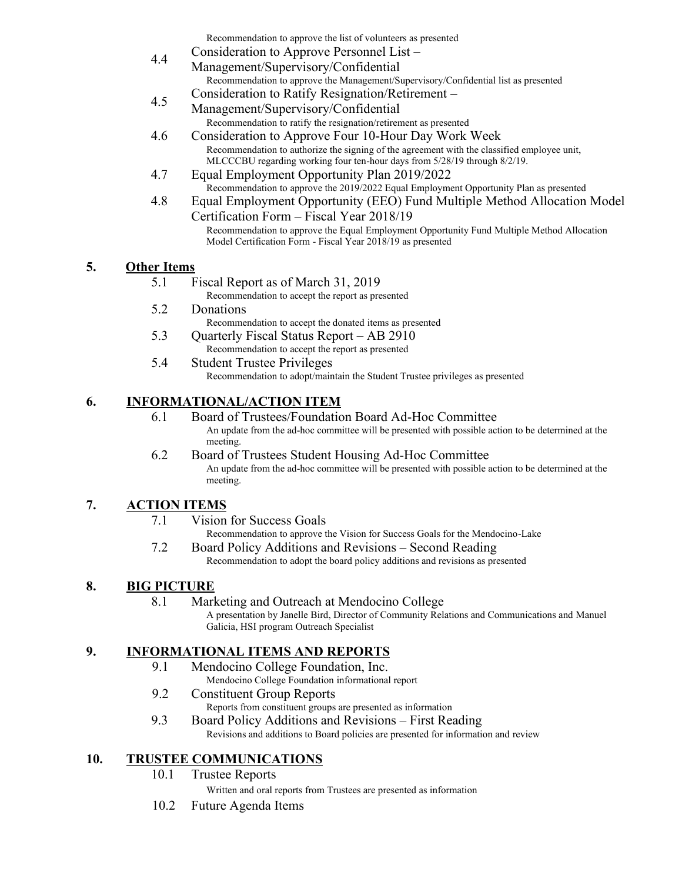Recommendation to approve the list of volunteers as presented

4.4 Consideration to Approve Personnel List – Management/Supervisory/Confidential
Recommendation to approve the Management/Supervisory/Confidential list as presented

4.5 Consideration to Ratify Resignation/Retirement – Management/Supervisory/Confidential
Recommendation to ratify the resignation/retirement as presented

4.6 Consideration to Approve Four 10-Hour Day Work Week
Recommendation to authorize the signing of the agreement with the classified employee unit, MLCCCBU regarding working four ten-hour days from 5/28/19 through 8/2/19.

4.7 Equal Employment Opportunity Plan 2019/2022
Recommendation to approve the 2019/2022 Equal Employment Opportunity Plan as presented

4.8 Equal Employment Opportunity (EEO) Fund Multiple Method Allocation Model Certification Form – Fiscal Year 2018/19
Recommendation to approve the Equal Employment Opportunity Fund Multiple Method Allocation Model Certification Form - Fiscal Year 2018/19 as presented

## 5. Other Items

5.1 Fiscal Report as of March 31, 2019
Recommendation to accept the report as presented

5.2 Donations
Recommendation to accept the donated items as presented

5.3 Quarterly Fiscal Status Report – AB 2910
Recommendation to accept the report as presented

5.4 Student Trustee Privileges
Recommendation to adopt/maintain the Student Trustee privileges as presented

## 6. INFORMATIONAL/ACTION ITEM

6.1 Board of Trustees/Foundation Board Ad-Hoc Committee
An update from the ad-hoc committee will be presented with possible action to be determined at the meeting.

6.2 Board of Trustees Student Housing Ad-Hoc Committee
An update from the ad-hoc committee will be presented with possible action to be determined at the meeting.

## 7. ACTION ITEMS

7.1 Vision for Success Goals
Recommendation to approve the Vision for Success Goals for the Mendocino-Lake

7.2 Board Policy Additions and Revisions – Second Reading
Recommendation to adopt the board policy additions and revisions as presented

## 8. BIG PICTURE

8.1 Marketing and Outreach at Mendocino College
A presentation by Janelle Bird, Director of Community Relations and Communications and Manuel Galicia, HSI program Outreach Specialist

## 9. INFORMATIONAL ITEMS AND REPORTS

9.1 Mendocino College Foundation, Inc.
Mendocino College Foundation informational report

9.2 Constituent Group Reports
Reports from constituent groups are presented as information

9.3 Board Policy Additions and Revisions – First Reading
Revisions and additions to Board policies are presented for information and review

## 10. TRUSTEE COMMUNICATIONS

10.1 Trustee Reports
Written and oral reports from Trustees are presented as information

10.2 Future Agenda Items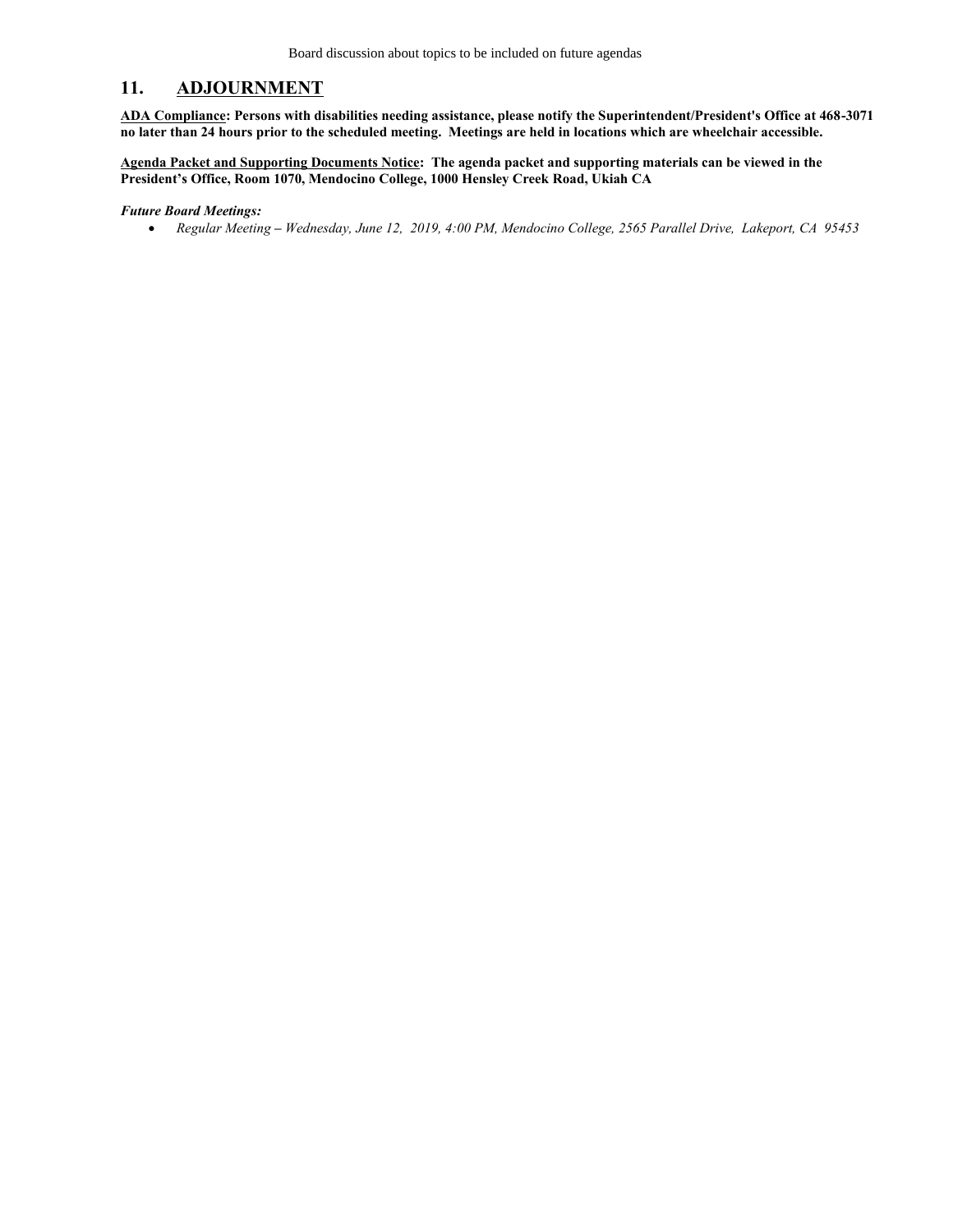Board discussion about topics to be included on future agendas

## 11. ADJOURNMENT

**ADA Compliance: Persons with disabilities needing assistance, please notify the Superintendent/President's Office at 468-3071 no later than 24 hours prior to the scheduled meeting. Meetings are held in locations which are wheelchair accessible.**

**Agenda Packet and Supporting Documents Notice: The agenda packet and supporting materials can be viewed in the President's Office, Room 1070, Mendocino College, 1000 Hensley Creek Road, Ukiah CA**

***Future Board Meetings:***

- *Regular Meeting – Wednesday, June 12, 2019, 4:00 PM, Mendocino College, 2565 Parallel Drive, Lakeport, CA 95453*